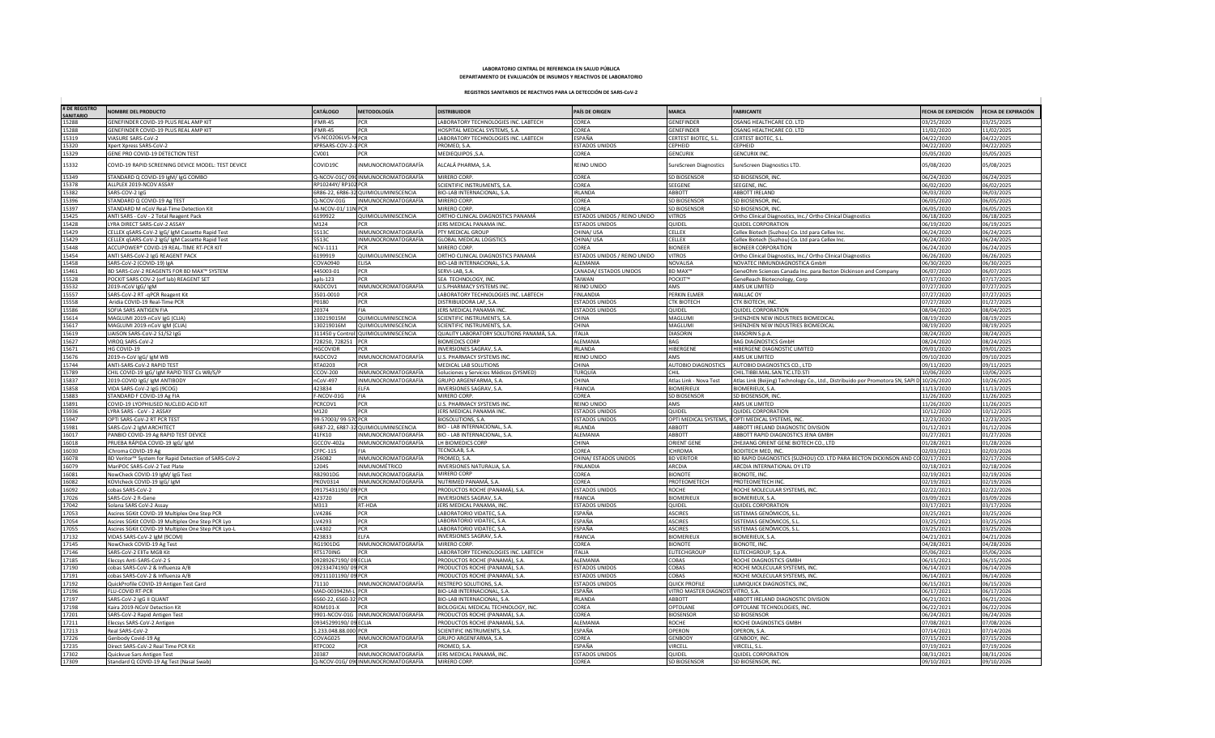**LABORATORIO CENTRAL DE REFERENCIA EN SALUD PÚBLICA**
**DEPARTAMENTO DE EVALUACIÓN DE INSUMOS Y REACTIVOS DE LABORATORIO**

**REGISTROS SANITARIOS DE REACTIVOS PARA LA DETECCIÓN DE SARS-CoV-2**

| # DE REGISTRO SANITARIO | NOMBRE DEL PRODUCTO | CATÁLOGO | METODOLOGÍA | DISTRIBUIDOR | PAÍS DE ORIGEN | MARCA | FABRICANTE | FECHA DE EXPEDICIÓN | FECHA DE EXPIRACIÓN |
|---|---|---|---|---|---|---|---|---|---|
| 15288 | GENEFINDER COVID-19 PLUS REAL AMP KIT | IFMR-45 | PCR | LABORATORY TECHNOLOGIES INC. LABTECH | COREA | GENEFINDER | OSANG HEALTHCARE CO. LTD | 03/25/2020 | 03/25/2025 |
| 15288 | GENEFINDER COVID-19 PLUS REAL AMP KIT | IFMR-45 | PCR | HOSPITAL MEDICAL SYSTEMS, S.A. | COREA | GENEFINDER | OSANG HEALTHCARE CO. LTD | 11/02/2020 | 11/02/2025 |
| 15319 | VIASURE SARS-CoV-2 | VS-NCO206LVS-96 | PCR | LABORATORY TECHNOLOGIES INC. LABTECH | ESPAÑA | CERTEST BIOTEC, S.L. | CERTEST BIOTEC, S.L. | 04/22/2020 | 04/22/2025 |
| 15320 | Xpert Xpress SARS-CoV-2 | XPRSARS-COV-2- | PCR | PROMED, S.A. | ESTADOS UNIDOS | CEPHEID | CEPHEID | 04/22/2020 | 04/22/2025 |
| 15329 | GENE PRO COVID-19 DETECTION TEST | CV001 | PCR | MEDIEQUIPOS ,S.A. | COREA | GENCURIX | GENCURIX INC. | 05/05/2020 | 05/05/2025 |
| 15332 | COVID-19 RAPID SCREENING DEVICE MODEL: TEST DEVICE | COVID19C | INMUNOCROMATOGRAFÍA | ALCALÁ PHARMA, S.A. | REINO UNIDO | SureScreen Diagnostics | SureScreen Diagnostics LTD. | 05/08/2020 | 05/08/2025 |
| 15349 | STANDARD Q COVID-19 IgM/ IgG COMBO | Q-NCOV-01C/ 09 | INMUNOCROMATOGRAFÍA | MIRERO CORP. | COREA | SD BIOSENSOR | SD BIOSENSOR, INC. | 06/24/2020 | 06/24/2025 |
| 15378 | ALLPLEX 2019-NCOV ASSAY | RP10244Y/ RP102 | PCR | SCIENTIFIC INSTRUMENTS, S.A. | COREA | SEEGENE | SEEGENE, INC. | 06/02/2020 | 06/02/2025 |
| 15382 | SARS-COV-2 IgG | 6R86-22, 6R86-32 | QUIMIOLUMINISCENCIA | BIO-LAB INTERNACIONAL, S.A. | IRLANDA | ABBOTT | ABBOTT IRELAND | 06/03/2020 | 06/03/2025 |
| 15396 | STANDARD Q COVID-19 Ag TEST | Q-NCOV-01G | INMUNOCROMATOGRAFÍA | MIRERO CORP. | COREA | SD BIOSENSOR | SD BIOSENSOR, INC. | 06/05/2020 | 06/05/2025 |
| 15397 | STANDARD M nCoV Real-Time Detection Kit | M-NCOV-01/ 11N | PCR | MIRERO CORP. | COREA | SD BIOSENSOR | SD BIOSENSOR, INC. | 06/05/2020 | 06/05/2025 |
| 15425 | ANTI SARS - CoV - 2 Total Reagent Pack | 6199922 | QUIMIOLUMINISCENCIA | ORTHO CLINICAL DIAGNOSTICS PANAMÁ | ESTADOS UNIDOS / REINO UNIDO | VITROS | Ortho Clinical Diagnostics, Inc./ Ortho Clinical Diagnostics | 06/18/2020 | 06/18/2025 |
| 15428 | LYRA DIRECT SARS-CoV-2 ASSAY | M124 | PCR | JERS MEDICAL PANAMA INC. | ESTADOS UNIDOS | QUIDEL | QUIDEL CORPORATION | 06/19/2020 | 06/19/2025 |
| 15429 | CELLEX qSARS-CoV-2 IgG/ IgM Cassette Rapid Test | 5513C | INMUNOCROMATOGRAFÍA | PTY MEDICAL GROUP | CHINA/ USA | CELLEX | Cellex Biotech (Suzhou) Co. Ltd para Cellex Inc. | 06/24/2020 | 06/24/2025 |
| 15429 | CELLEX qSARS-CoV-2 IgG/ IgM Cassette Rapid Test | 5513C | INMUNOCROMATOGRAFÍA | GLOBAL MEDICAL LOGISTICS | CHINA/ USA | CELLEX | Cellex Biotech (Suzhou) Co. Ltd para Cellex Inc. | 06/24/2020 | 06/24/2025 |
| 15448 | ACCUPOWER® COVID-19 REAL-TIME RT-PCR KIT | NCV-1111 | PCR | MIRERO CORP. | COREA | BIONEER | BIONEER CORPORATION | 06/24/2020 | 06/24/2025 |
| 15454 | ANTI SARS-CoV-2 IgG REAGENT PACK | 6199919 | QUIMIOLUMINISCENCIA | ORTHO CLINICAL DIAGNOSTICS PANAMÁ | ESTADOS UNIDOS / REINO UNIDO | VITROS | Ortho Clinical Diagnostics, Inc./ Ortho Clinical Diagnostics | 06/26/2020 | 06/26/2025 |
| 15458 | SARS-CoV-2 (COVID-19) IgA | COVA0940 | ELISA | BIO-LAB INTERNACIONAL, S.A. | ALEMANIA | NOVALISA | NOVATEC INMUNDIAGNOSTICA GmbH | 06/30/2020 | 06/30/2025 |
| 15461 | BD SARS-CoV-2 REAGENTS FOR BD MAX™ SYSTEM | 445003-01 | PCR | SERVI-LAB, S.A. | CANADA/ ESTADOS UNIDOS | BD MAX™ | GeneOhm Sciences Canada Inc. para Becton Dickinson and Company | 06/07/2020 | 06/07/2025 |
| 15528 | POCKIT SARS COV-2 (orf lab) REAGENT SET | apls-123 | PCR | SEA TECHNOLOGY, INC. | TAIWAN | POCKIT™ | GeneReach Biotecnology, Corp. | 07/17/2020 | 07/17/2025 |
| 15532 | 2019-nCoV IgG/ IgM | RADCOV1 | INMUNOCROMATOGRAFÍA | U.S.PHARMACY SYSTEMS INC. | REINO UNIDO | AMS | AMS UK LIMITED | 07/27/2020 | 07/27/2025 |
| 15557 | SARS-CoV-2 RT -qPCR Reagent Kit | 3501-0010 | PCR | LABORATORY TECHNOLOGIES INC. LABTECH | FINLANDIA | PERKIN ELMER | WALLAC OY | 07/27/2020 | 07/27/2025 |
| 15558 | Aridia COVID-19 Real-Time PCR | P0180 | PCR | DISTRIBUIDORA LAF, S.A. | ESTADOS UNIDOS | CTK BIOTECH | CTK BIOTECH, INC. | 07/27/2020 | 01/27/2025 |
| 15586 | SOFIA SARS ANTIGEN FIA | 20374 | FIA | JERS MEDICAL PANAMA INC. | ESTADOS UNIDOS | QUIDEL | QUIDEL CORPORATION | 08/04/2020 | 08/04/2025 |
| 15614 | MAGLUMI 2019-nCoV IgG (CLIA) | 130219015M | QUIMIOLUMINISCENCIA | SCIENTIFIC INSTRUMENTS, S.A. | CHINA | MAGLUMI | SHENZHEN NEW INDUSTRIES BIOMEDICAL | 08/19/2020 | 08/19/2025 |
| 15617 | MAGLUMI 2019-nCoV IgM (CLIA) | 130219016M | QUIMIOLUMINISCENCIA | SCIENTIFIC INSTRUMENTS, S.A. | CHINA | MAGLUMI | SHENZHEN NEW INDUSTRIES BIOMEDICAL | 08/19/2020 | 08/19/2025 |
| 15619 | LIAISON SARS-CoV-2 S1/S2 IgG | 311450 y Control | QUIMIOLUMINISCENCIA | QUALITY LABORATORY SOLUTIONS PANAMÁ, S.A. | ITALIA | DIASORIN | DIASORIN S.p.A. | 08/24/2020 | 08/24/2025 |
| 15627 | VIROQ SARS-CoV-2 | 728250, 728251 | PCR | BIOMEDICS CORP | ALEMANIA | BAG | BAG DIAGNOSTICS GmbH | 08/24/2020 | 08/24/2025 |
| 15671 | HG COVID-19 | HGCOVIDR | PCR | INVERSIONES SAGRAV, S.A. | IRLANDA | HIBERGENE | HIBERGENE DIAGNOSTIC LIMITED | 09/01/2020 | 09/01/2025 |
| 15676 | 2019-n-CoV IgG/ IgM WB | RADCOV2 | INMUNOCROMATOGRAFÍA | U.S. PHARMACY SYSTEMS INC. | REINO UNIDO | AMS | AMS UK LIMITED | 09/10/2020 | 09/10/2025 |
| 15744 | ANTI-SARS-CoV-2 RAPID TEST | RTA0203 | PCR | MEDICAL LAB SOLUTIONS | CHINA | AUTOBIO DIAGNOSTICS | AUTOBIO DIAGNOSTICS CO., LTD | 09/11/2020 | 09/11/2025 |
| 15789 | CHIL COVID-19 IgG/ IgM RAPID TEST Cs WB/S/P | CCOV-200 | INMUNOCROMATOGRAFÍA | Soluciones y Servicios Médicos (SYSMED) | TURQUÍA | CHIL | CHIL.TIBBI.MAL.SAN.TIC.LTD.STI | 10/06/2020 | 10/06/2025 |
| 15837 | 2019-COVID IgG/ IgM ANTIBODY | nCoV-497 | INMUNOCROMATOGRAFÍA | GRUPO ARGENFARMA, S.A. | CHINA | Atlas Link - Nova Test | Atlas Link (Beijing) Technology Co., Ltd., Distribuido por Promotora SN, SAPI D | 10/26/2020 | 10/26/2025 |
| 15858 | VIDA SARS-CoV-2 IgG (9COG) | 423834 | ELFA | INVERSIONES SAGRAV, S.A. | FRANCIA | BIOMERIEUX | BIOMERIEUX, S.A. | 11/13/2020 | 11/13/2025 |
| 15883 | STANDARD F COVID-19 Ag FIA | F-NCOV-01G | FIA | MIRERO CORP. | COREA | SD BIOSENSOR | SD BIOSENSOR, INC. | 11/26/2020 | 11/26/2025 |
| 15891 | COVID-19 LYOPHILISED NUCLEID ACID KIT | PCRCOV1 | PCR | U.S. PHARMACY SYSTEMS INC. | REINO UNIDO | AMS | AMS UK LIMITED | 11/26/2020 | 11/26/2025 |
| 15936 | LYRA SARS - CoV - 2 ASSAY | M120 | PCR | JERS MEDICAL PANAMA INC. | ESTADOS UNIDOS | QUIDEL | QUIDEL CORPORATION | 10/12/2020 | 10/12/2025 |
| 15947 | OPTI SARS-CoV-2 RT PCR TEST | 99-57003/ 99-570 | PCR | BIOSOLUTIONS, S.A. | ESTADOS UNIDOS | OPTI MEDICAL SYSTEMS, I | OPTI MEDICAL SYSTEMS, INC. | 12/23/2020 | 12/23/2025 |
| 15981 | SARS-CoV-2 IgM ARCHITECT | 6R87-22, 6R87-32 | QUIMIOLUMINISCENCIA | BIO - LAB INTERNACIONAL, S.A. | IRLANDA | ABBOTT | ABBOTT IRELAND DIAGNOSTIC DIVISION | 01/12/2021 | 01/12/2026 |
| 16017 | PANBIO COVID-19 Ag RAPID TEST DEVICE | 41FK10 | INMUNOCROMATOGRAFÍA | BIO - LAB INTERNACIONAL, S.A. | ALEMANIA | ABBOTT | ABBOTT RAPID DIAGNOSTICS JENA GMBH | 01/27/2021 | 01/27/2026 |
| 16018 | PRUEBA RÁPIDA COVID-19 IgG/ IgM | GCCOV-402a | INMUNOCROMATOGRAFÍA | LH BIOMEDICS CORP | CHINA | ORIENT GENE | ZHEJIANG ORIENT GENE BIOTECH CO., LTD | 01/28/2021 | 01/28/2026 |
| 16030 | iChroma COVID-19 Ag | CFPC-115 | FIA | TECNOLAB, S.A. | COREA | ICHROMA | BODITECH MED, INC. | 02/03/2021 | 02/03/2026 |
| 16078 | BD Veritor™ System for Rapid Detection of SARS-CoV-2 | 256082 | INMUNOCROMATOGRAFÍA | PROMED, S.A. | CHINA/ ESTADOS UNIDOS | BD VERITOR | BD RAPID DIAGNOSTICS (SUZHOU) CO. LTD PARA BECTON DICKINSON AND CO | 02/17/2021 | 02/17/2026 |
| 16079 | MariPOC SARS-CoV-2 Test Plate | 1204S | INMUNOMÉTRICO | INVERSIONES NATURALIA, S.A. | FINLANDIA | ARCDIA | ARCDIA INTERNATIONAL OY LTD | 02/18/2021 | 02/18/2026 |
| 16081 | NowCheck COVID-19 IgM/ IgG Test | RB2901DG | INMUNOCROMATOGRAFÍA | MIRERO CORP. | COREA | BIONOTE | BIONOTE, INC. | 02/19/2021 | 02/19/2026 |
| 16082 | KOVIcheck COVID-19 IgG/ IgM | PKOV0314 | INMUNOCROMATOGRAFÍA | NUTRIMED PANAMÁ, S.A. | COREA | PROTEOMETECH | PROTEOMETECH INC. | 02/19/2021 | 02/19/2026 |
| 16092 | cobas SARS-CoV-2 | 09175431190/ 09 | PCR | PRODUCTOS ROCHE (PANAMÁ), S.A. | ESTADOS UNIDOS | ROCHE | ROCHE MOLECULAR SYSTEMS, INC. | 02/22/2021 | 02/22/2026 |
| 17026 | SARS-CoV-2 R-Gene | 423720 | PCR | INVERSIONES SAGRAV, S.A. | FRANCIA | BIOMERIEUX | BIOMERIEUX, S.A. | 03/09/2021 | 03/09/2026 |
| 17042 | Solana SARS CoV-2 Assay | M313 | RT-HDA | JERS MEDICAL PANAMA, INC. | ESTADOS UNIDOS | QUIDEL | QUIDEL CORPORATION | 03/17/2021 | 03/17/2026 |
| 17053 | Ascires SGKit COVID-19 Multiplex One Step PCR | LV4286 | PCR | LABORATORIO VIDATEC, S.A. | ESPAÑA | ASCIRES | SISTEMAS GENÓMICOS, S.L. | 03/25/2021 | 03/25/2026 |
| 17054 | Ascires SGKit COVID-19 Multiplex One Step PCR Lyo | LV4293 | PCR | LABORATORIO VIDATEC, S.A. | ESPAÑA | ASCIRES | SISTEMAS GENÓMICOS, S.L. | 03/25/2021 | 03/25/2026 |
| 17055 | Ascires SGKit COVID-19 Multiplex One Step PCR Lyo-L | LV4302 | PCR | LABORATORIO VIDATEC, S.A. | ESPAÑA | ASCIRES | SISTEMAS GENÓMICOS, S.L. | 03/25/2021 | 03/25/2026 |
| 17132 | VIDAS SARS-CoV-2 IgM (9COM) | 423833 | ELFA | INVERSIONES SAGRAV, S.A. | FRANCIA | BIOMERIEUX | BIOMERIEUX, S.A. | 04/21/2021 | 04/21/2026 |
| 17145 | NowCheck COVID-19 Ag Test | RG1901DG | INMUNOCROMATOGRAFÍA | MIRERO CORP. | COREA | BIONOTE | BIONOTE, INC. | 04/28/2021 | 04/28/2026 |
| 17146 | SARS-CoV-2 ElITe MGB Kit | RTS170ING | PCR | LABORATORY TECHNOLOGIES INC. LABTECH | ITALIA | ELITECHGROUP | ELITECHGROUP, S.p.A. | 05/06/2021 | 05/06/2026 |
| 17185 | Elecsys Anti-SARS-CoV-2 S | 09289267190/ 09 | ECLIA | PRODUCTOS ROCHE (PANAMÁ), S.A. | ALEMANIA | COBAS | ROCHE DIAGNOSTICS GMBH | 06/15/2021 | 06/15/2026 |
| 17190 | cobas SARS-CoV-2 & Influenza A/B | 09233474190/ 09 | PCR | PRODUCTOS ROCHE (PANAMÁ), S.A. | ESTADOS UNIDOS | COBAS | ROCHE MOLECULAR SYSTEMS, INC. | 06/14/2021 | 06/14/2026 |
| 17191 | cobas SARS-CoV-2 & Influenza A/B | 09211101190/ 09 | PCR | PRODUCTOS ROCHE (PANAMÁ), S.A. | ESTADOS UNIDOS | COBAS | ROCHE MOLECULAR SYSTEMS, INC. | 06/14/2021 | 06/14/2026 |
| 17192 | QuickProfile COVID-19 Antigen Test Card | 71110 | INMUNOCROMATOGRAFÍA | RESTREPO SOLUTIONS, S.A. | ESTADOS UNIDOS | QUICK PROFILE | LUMIQUICK DIAGNOSTICS, INC. | 06/15/2021 | 06/15/2026 |
| 17196 | FLU-COVID RT-PCR | MAD-003942M-L | PCR | BIO-LAB INTERNACIONAL, S.A. | ESPAÑA | VITRO MASTER DIAGNOST | VITRO, S.A. | 06/17/2021 | 06/17/2026 |
| 17197 | SARS-CoV-2 IgG II QUANT | 6S60-22, 6S60-32 | PCR | BIO-LAB INTERNACIONAL, S.A. | IRLANDA | ABBOTT | ABBOTT IRELAND DIAGNOSTIC DIVISION | 06/21/2021 | 06/21/2026 |
| 17198 | Kaira 2019-NCoV Detection Kit | RDM101-X | PCR | BIOLOGICAL MEDICAL TECHNOLOGY, INC. | COREA | OPTOLANE | OPTOLANE TECHNOLOGIES, INC. | 06/22/2021 | 06/22/2026 |
| 17201 | SARS-CoV-2 Rapid Antigen Test | 9901-NCOV-01G | INMUNOCROMATOGRAFÍA | PRODUCTOS ROCHE (PANAMÁ), S.A. | COREA | BIOSENSOR | SD BIOSENSOR | 06/24/2021 | 06/24/2026 |
| 17211 | Elecsys SARS-CoV-2 Antigen | 09345299190/ 09 | ECLIA | PRODUCTOS ROCHE (PANAMÁ), S.A. | ALEMANIA | ROCHE | ROCHE DIAGNOSTICS GMBH | 07/08/2021 | 07/08/2026 |
| 17213 | Real SARS-CoV-2 | 5.233.048.88.000 | PCR | SCIENTIFIC INSTRUMENTS, S.A. | ESPAÑA | OPERON | OPERON, S.A. | 07/14/2021 | 07/14/2026 |
| 17226 | Genbody Covid-19 Ag | COVAG025 | INMUNOCROMATOGRAFÍA | GRUPO ARGENFARMA, S.A. | COREA | GENBODY | GENBODY, INC. | 07/15/2021 | 07/15/2026 |
| 17235 | Direct SARS-CoV-2 Real Time PCR Kit | RTPC002 | PCR | PROMED, S.A. | ESPAÑA | VIRCELL | VIRCELL, S.L. | 07/19/2021 | 07/19/2026 |
| 17302 | Quickvue Sars Antigen Test | 20387 | INMUNOCROMATOGRAFÍA | JERS MEDICAL PANAMÁ, INC. | ESTADOS UNIDOS | QUIDEL | QUIDEL CORPORATION | 08/31/2021 | 08/31/2026 |
| 17309 | Standard Q COVID-19 Ag Test (Nasal Swab) | Q-NCOV-01G/ 09 | INMUNOCROMATOGRAFÍA | MIRERO CORP. | COREA | SD BIOSENSOR | SD BIOSENSOR, INC. | 09/10/2021 | 09/10/2026 |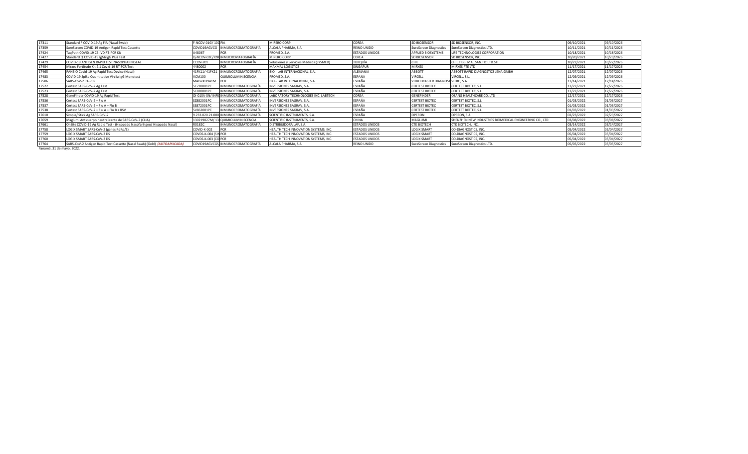| | | | | | | | | | |
|---|---|---|---|---|---|---|---|---|---|
| 17311 | Standard F COVID-19 Ag FIA (Nasal Swab) | F-NCOV-01G/ 10C | FIA | MIRERO CORP. | COREA | SD BIOSENSOR | SD BIOSENSOR, INC. | 09/10/2021 | 09/10/2026 |
| 17359 | SureScreen COVID-19 Antigen Rapid Test Cassette | COVID19AGVCG | INMUNOCROMATOGRAFÍA | ALCALA PHARMA, S.A. | REINO UNIDO | SureScreen Diagnostics | SureScreen Diagnostics LTD. | 10/11/2021 | 10/11/2026 |
| 17424 | TaqPath COVID-19 CE-IVD RT-PCR Kit | A48067 | PCR | PROMED, S.A. | ESTADOS UNIDOS | APPLIED BIOSYSTEMS | LIFE TECHNOLOGIES CORPORATION | 10/18/2021 | 10/18/2026 |
| 17427 | Standard Q COVID-19 IgM/IgG Plus Test | Q-NCOV-02C/ 09 | INMUCROMATOGRAFÍA | MIRERO CORP. | COREA | SD BIOSENSOR | SD BIOSENSOR, INC. | 10/20/2021 | 10/20/2026 |
| 17429 | COVID-19 ANTIGEN RAPID TEST NASOPHARINGEAL | CCOV-201 | INMUCROMATOGRAFÍA | Soluciones y Servicios Médicos (SYSMED) | TURQUÍA | CHIL | CHIL.TIBBI.MAL.SAN.TIC.LTD.STI | 10/22/2021 | 10/22/2026 |
| 17454 | Mirxes Fortitude Kit 2.1 Covid-19 RT-PCR Test | 4480002 | PCR | MAKMAL LOGISTICS | SINGAPUR | MIRXES | MIRXES PTE LTD | 11/17/2021 | 11/17/2026 |
| 17465 | PANBIO Covid-19 Ag Rapid Test Device (Nasal) | 41FK11/ 41FK21 | INMUNOCROMATOGRAFÍA | BIO - LAB INTERNACIONAL, S.A. | ALEMANIA | ABBOTT | ABBOTT RAPID DIAGNOSTICS JENA GMBH | 12/07/2021 | 12/07/2026 |
| 17483 | COVID-19 Spike Quantitative Virclia IgG Monotest | VCM100 | QUIMIOLUMINISCENCIA | PROMED, S.A. | ESPAÑA | VIRCELL | VIRCELL, S.L. | 12/09/2021 | 12/09/2026 |
| 17506 | SARS-CoV-2 RT-PCR | MAD-003941M | PCR | BIO - LAB INTERNACIONAL, S.A. | ESPAÑA | VITRO MASTER DIAGNOST | VITRO, S.A. | 12/14/2021 | 12/14/2026 |
| 17522 | Certest SARS-CoV-2 Ag Test | SC720001PC | INMUNOCROMATOGRAFÍA | INVERSIONES SAGRAV, S.A. | ESPAÑA | CERTEST BIOTEC | CERTEST BIOTEC, S.L. | 12/22/2021 | 12/22/2026 |
| 17523 | Certest SARS-CoV-2 Ag Test | SC820001PC | INMUNOCROMATOGRAFÍA | INVERSIONES SAGRAV, S.A. | ESPAÑA | CERTEST BIOTEC | CERTEST BIOTEC, S.L. | 12/22/2021 | 12/22/2026 |
| 17528 | GeneFinder COVID-19 Ag Rapid Test | OI-015A-SN/ INFI | INMUNOCROMATOGRAFÍA | LABORATORY TECHNOLOGIES INC. LABTECH | COREA | GENEFINDER | OSANG HEALTHCARE CO. LTD | 12/17/2021 | 12/17/2026 |
| 17536 | Certest SARS-CoV-2 + Flu A | SZ882001PC | INMUNOCROMATOGRAFÍA | INVERSIONES SAGRAV, S.A. | ESPAÑA | CERTEST BIOTEC | CERTEST BIOTEC, S.L. | 01/03/2022 | 01/03/2027 |
| 17537 | Certest SARS-CoV-2 + Flu A + Flu B | SS872001PC | INMUNOCROMATOGRAFÍA | INVERSIONES SAGRAV, S.A. | ESPAÑA | CERTEST BIOTEC | CERTEST BIOTEC, S.L. | 01/03/2022 | 01/03/2027 |
| 17538 | Certest SARS-CoV-2 + Flu A + Flu B + RSV | SV862001PC | INMUNOCROMATOGRAFÍA | INVERSIONES SAGRAV, S.A. | ESPAÑA | CERTEST BIOTEC | CERTEST BIOTEC, S.L. | 01/03/2022 | 01/03/2027 |
| 17610 | Simple/ Stick Ag SARS-CoV-2 | 9.233.020.21.000 | INMUNOCROMATOGRAFÍA | SCIENTIFIC INSTRUMENTS, S.A. | ESPAÑA | OPERON | OPERON, S.A. | 02/23/2022 | 02/23/2027 |
| 17659 | Maglumi Anticuerpo neutralizante de SARS-CoV-2 (CLIA) | 130219027M/ 13 | QUIMIOLUMINISCENCIA | SCIENTIFIC INSTRUMENTS, S.A. | CHINA | MAGLUMI | SHENZHEN NEW INDUSTRIES BIOMEDICAL ENGINEERING CO., LTD | 03/08/2022 | 03/08/2027 |
| 17661 | OnSite COVID-19 Ag Rapid Test - (Hisopado Nasofaríngeo/ Hisopado Nasal) | R0182C | INMUNOCROMATOGRAFÍA | DISTRIBUIDORA LAF, S.A. | ESTADOS UNIDOS | CTK BIOTECH | CTK BIOTECH, INC. | 03/14/2022 | 03/14/2027 |
| 17758 | LOGIX SMART SARS-CoV-2 (genes RdRp/E) | COVID-K-002 | PCR | HEALTH TECH INNOVATION SYSTEMS, INC. | ESTADOS UNIDOS | LOGIX SMART | CO-DIAGNOSTICS, INC. | 05/04/2022 | 05/04/2027 |
| 17759 | LOGIX SMART SARS-CoV-2 DS | COVDS-K-004 (SIN | PCR | HEALTH TECH INNOVATION SYSTEMS, INC. | ESTADOS UNIDOS | LOGIX SMART | CO-DIAGNOSTICS, INC. | 05/04/2022 | 05/04/2027 |
| 17760 | LOGIX SMART SARS-CoV-2 DS | COVDS-K-003 (CO | PCR | HEALTH TECH INNOVATION SYSTEMS, INC. | ESTADOS UNIDOS | LOGIX SMART | CO-DIAGNOSTICS, INC. | 05/04/2022 | 05/04/2027 |
| 17764 | SARS-CoV-2 Antigen Rapid Test Cassette (Nasal Swab) (Gold) *(AUTOAPLICADA)* | COVID19AGVCGS | INMUNOCROMATOGRAFÍA | ALCALA PHARMA, S.A. | REINO UNIDO | SureScreen Diagnostics | SureScreen Diagnostics LTD. | 05/05/2022 | 05/05/2027 |

Panamá, 31 de mayo, 2022.